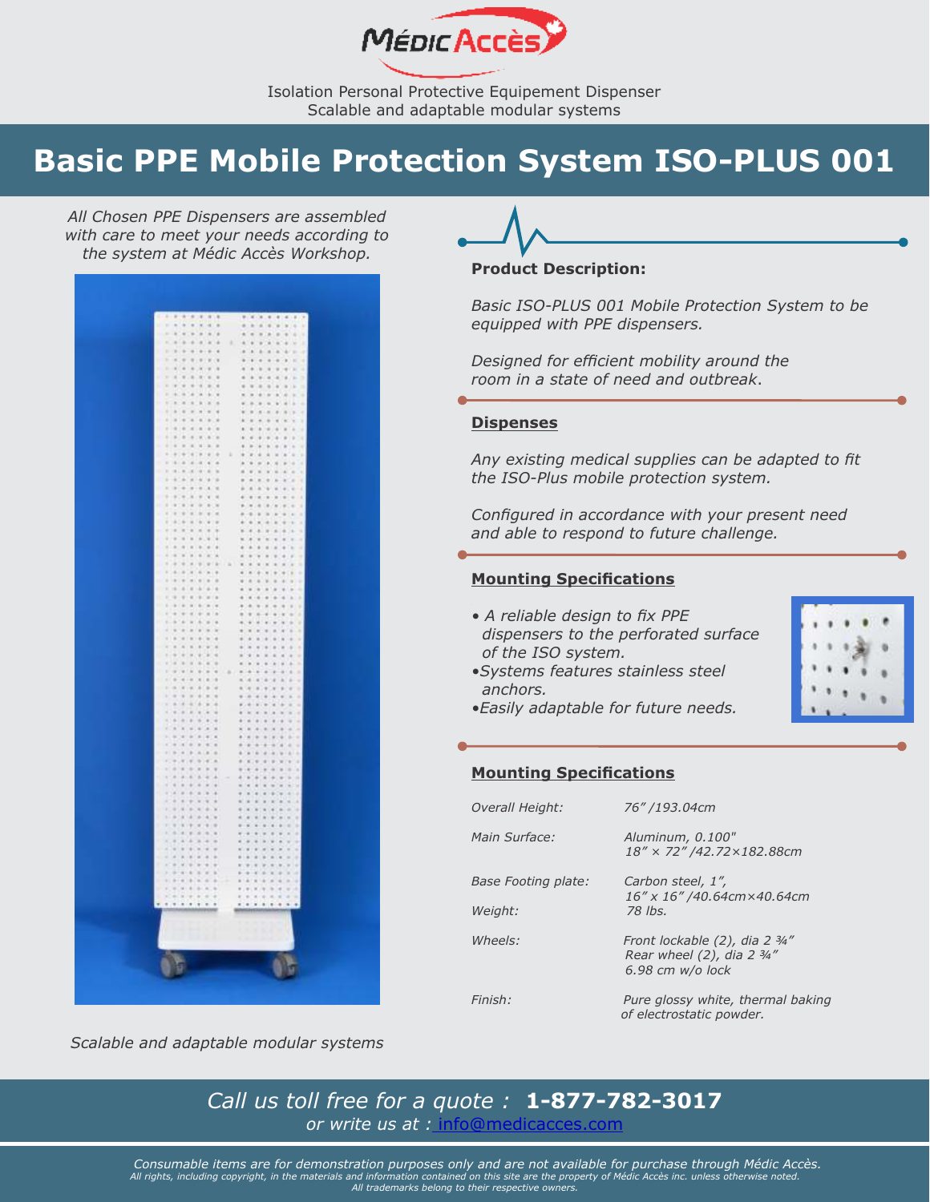Médic Accès

Isolation Personal Protective Equipement Dispenser
Scalable and adaptable modular systems

# Basic PPE Mobile Protection System ISO-PLUS 001

*All Chosen PPE Dispensers are assembled with care to meet your needs according to the system at Médic Accès Workshop.*

*Scalable and adaptable modular systems*

**Product Description:**

*Basic ISO-PLUS 001 Mobile Protection System to be equipped with PPE dispensers.*

*Designed for efficient mobility around the room in a state of need and outbreak.*

## Dispenses

*Any existing medical supplies can be adapted to fit the ISO-Plus mobile protection system.*

*Configured in accordance with your present need and able to respond to future challenge.*

## Mounting Specifications

- *A reliable design to fix PPE dispensers to the perforated surface of the ISO system.*
- *Systems features stainless steel anchors.*
- *Easily adaptable for future needs.*

## Mounting Specifications

| | |
|---|---|
| *Overall Height:* | *76" /193.04cm* |
| *Main Surface:* | *Aluminum, 0.100"*<br>*18" × 72" /42.72×182.88cm* |
| *Base Footing plate:* | *Carbon steel, 1",*<br>*16" x 16" /40.64cm×40.64cm* |
| *Weight:* | *78 lbs.* |
| *Wheels:* | *Front lockable (2), dia 2 ¾"*<br>*Rear wheel (2), dia 2 ¾"*<br>*6.98 cm w/o lock* |
| *Finish:* | *Pure glossy white, thermal baking of electrostatic powder.* |

*Call us toll free for a quote :* **1-877-782-3017**
*or write us at :* info@medicacces.com

*Consumable items are for demonstration purposes only and are not available for purchase through Médic Accès.*
*All rights, including copyright, in the materials and information contained on this site are the property of Médic Accès inc. unless otherwise noted.*
*All trademarks belong to their respective owners.*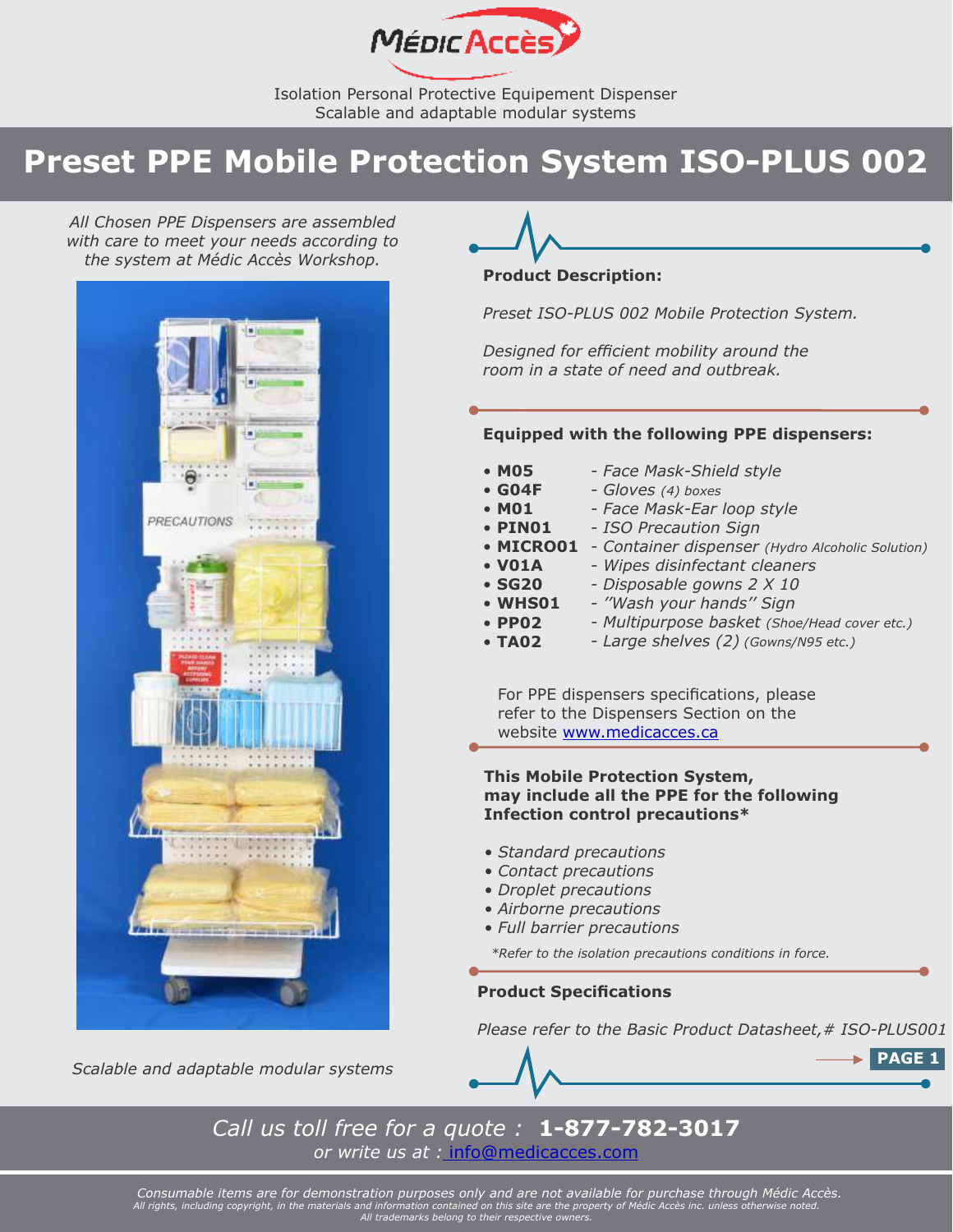Isolation Personal Protective Equipement Dispenser
Scalable and adaptable modular systems

# Preset PPE Mobile Protection System ISO-PLUS 002

*All Chosen PPE Dispensers are assembled with care to meet your needs according to the system at Médic Accès Workshop.*

*Scalable and adaptable modular systems*

**Product Description:**

*Preset ISO-PLUS 002 Mobile Protection System.*

*Designed for efficient mobility around the room in a state of need and outbreak.*

**Equipped with the following PPE dispensers:**

- **M05** - *Face Mask-Shield style*
- **G04F** - *Gloves (4) boxes*
- **M01** - *Face Mask-Ear loop style*
- **PIN01** - *ISO Precaution Sign*
- **MICRO01** - *Container dispenser (Hydro Alcoholic Solution)*
- **V01A** - *Wipes disinfectant cleaners*
- **SG20** - *Disposable gowns 2 X 10*
- **WHS01** - *''Wash your hands'' Sign*
- **PP02** - *Multipurpose basket (Shoe/Head cover etc.)*
- **TA02** - *Large shelves (2) (Gowns/N95 etc.)*

For PPE dispensers specifications, please refer to the Dispensers Section on the website www.medicacces.ca

**This Mobile Protection System, may include all the PPE for the following Infection control precautions\***

- *Standard precautions*
- *Contact precautions*
- *Droplet precautions*
- *Airborne precautions*
- *Full barrier precautions*

*\*Refer to the isolation precautions conditions in force.*

**Product Specifications**

*Please refer to the Basic Product Datasheet,# ISO-PLUS001*

*Call us toll free for a quote :* **1-877-782-3017**
*or write us at :* info@medicacces.com

*Consumable items are for demonstration purposes only and are not available for purchase through Médic Accès.*
*All rights, including copyright, in the materials and information contained on this site are the property of Médic Accès inc. unless otherwise noted.*
*All trademarks belong to their respective owners.*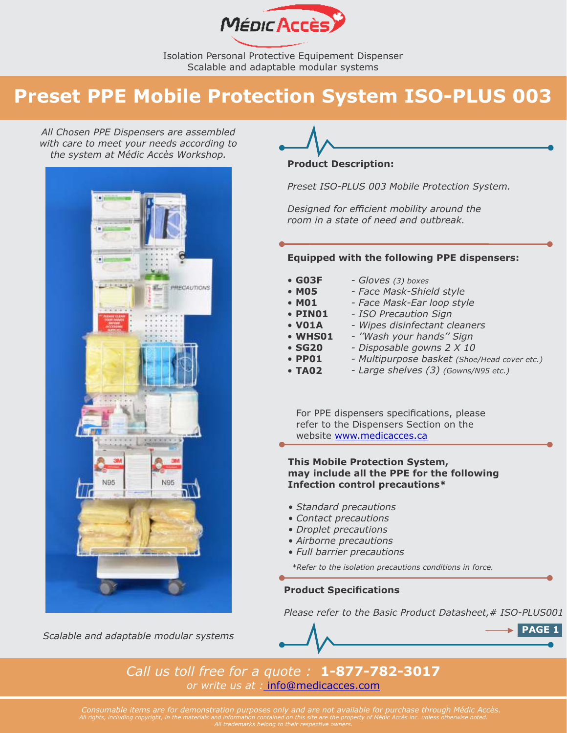Médic Accès

Isolation Personal Protective Equipement Dispenser
Scalable and adaptable modular systems

# Preset PPE Mobile Protection System ISO-PLUS 003

*All Chosen PPE Dispensers are assembled with care to meet your needs according to the system at Médic Accès Workshop.*

*Scalable and adaptable modular systems*

**Product Description:**

*Preset ISO-PLUS 003 Mobile Protection System.*

*Designed for efficient mobility around the room in a state of need and outbreak.*

**Equipped with the following PPE dispensers:**

- **G03F** - *Gloves (3) boxes*
- **M05** - *Face Mask-Shield style*
- **M01** - *Face Mask-Ear loop style*
- **PIN01** - *ISO Precaution Sign*
- **V01A** - *Wipes disinfectant cleaners*
- **WHS01** - *''Wash your hands'' Sign*
- **SG20** - *Disposable gowns 2 X 10*
- **PP01** - *Multipurpose basket (Shoe/Head cover etc.)*
- **TA02** - *Large shelves (3) (Gowns/N95 etc.)*

For PPE dispensers specifications, please refer to the Dispensers Section on the website www.medicacces.ca

**This Mobile Protection System, may include all the PPE for the following Infection control precautions***

- *Standard precautions*
- *Contact precautions*
- *Droplet precautions*
- *Airborne precautions*
- *Full barrier precautions*

*\*Refer to the isolation precautions conditions in force.*

**Product Specifications**

*Please refer to the Basic Product Datasheet,# ISO-PLUS001*

*Call us toll free for a quote :* **1-877-782-3017**
*or write us at :* info@medicacces.com

*Consumable items are for demonstration purposes only and are not available for purchase through Médic Accès.*
*All rights, including copyright, in the materials and information contained on this site are the property of Médic Accès inc. unless otherwise noted.*
*All trademarks belong to their respective owners.*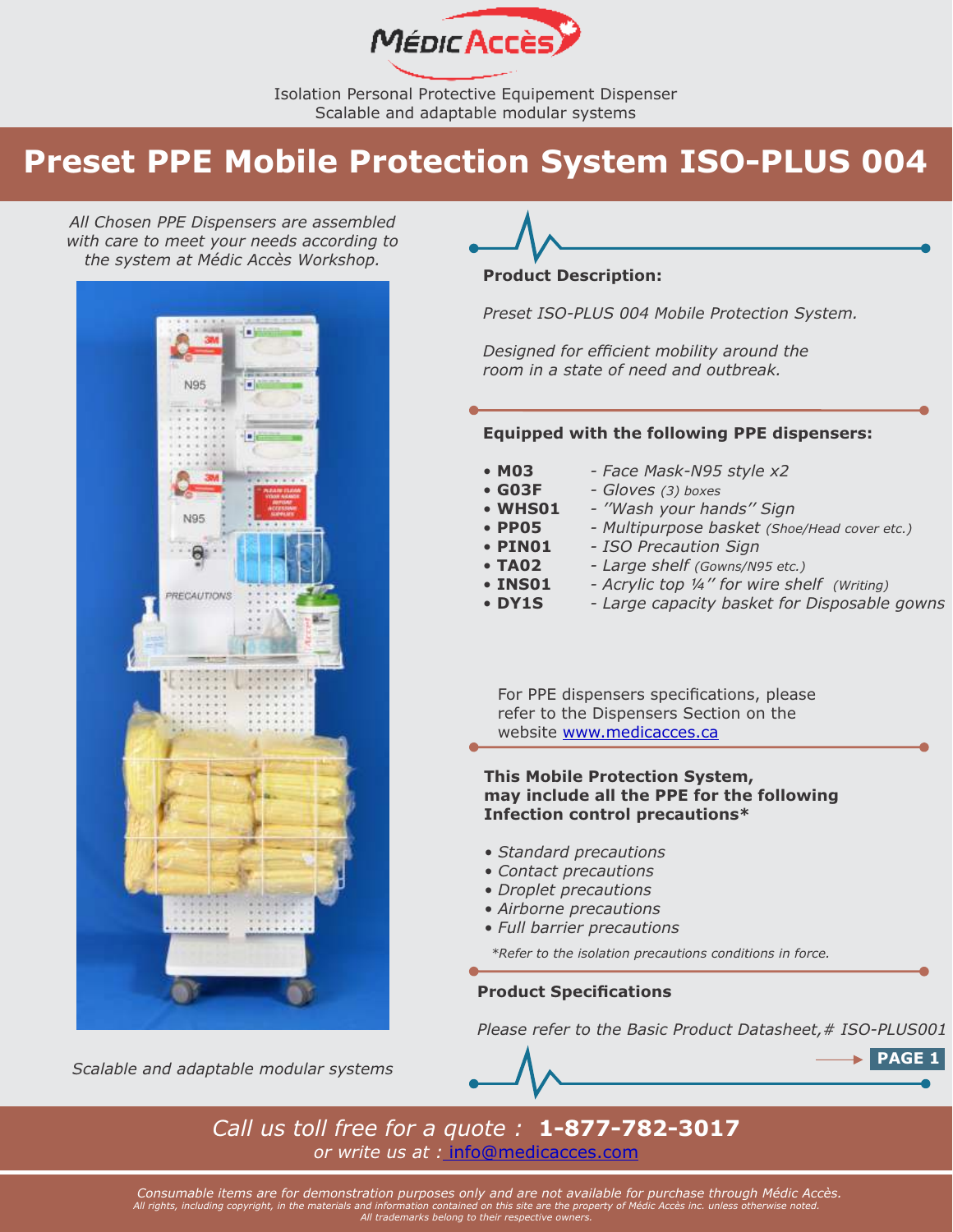**MÉDIC ACCÈS**

Isolation Personal Protective Equipement Dispenser
Scalable and adaptable modular systems

# Preset PPE Mobile Protection System ISO-PLUS 004

*All Chosen PPE Dispensers are assembled with care to meet your needs according to the system at Médic Accès Workshop.*

*Scalable and adaptable modular systems*

**Product Description:**

*Preset ISO-PLUS 004 Mobile Protection System.*

*Designed for efficient mobility around the room in a state of need and outbreak.*

**Equipped with the following PPE dispensers:**

- **M03** - *Face Mask-N95 style x2*
- **G03F** - *Gloves (3) boxes*
- **WHS01** - *''Wash your hands'' Sign*
- **PP05** - *Multipurpose basket (Shoe/Head cover etc.)*
- **PIN01** - *ISO Precaution Sign*
- **TA02** - *Large shelf (Gowns/N95 etc.)*
- **INS01** - *Acrylic top ¼'' for wire shelf (Writing)*
- **DY1S** - *Large capacity basket for Disposable gowns*

For PPE dispensers specifications, please refer to the Dispensers Section on the website [www.medicacces.ca](http://www.medicacces.ca)

**This Mobile Protection System, may include all the PPE for the following Infection control precautions***

- *Standard precautions*
- *Contact precautions*
- *Droplet precautions*
- *Airborne precautions*
- *Full barrier precautions*

*\*Refer to the isolation precautions conditions in force.*

**Product Specifications**

*Please refer to the Basic Product Datasheet,# ISO-PLUS001*

**PAGE 1**

*Call us toll free for a quote :* **1-877-782-3017**
*or write us at :* [info@medicacces.com](mailto:info@medicacces.com)

*Consumable items are for demonstration purposes only and are not available for purchase through Médic Accès.*
*All rights, including copyright, in the materials and information contained on this site are the property of Médic Accès inc. unless otherwise noted.*
*All trademarks belong to their respective owners.*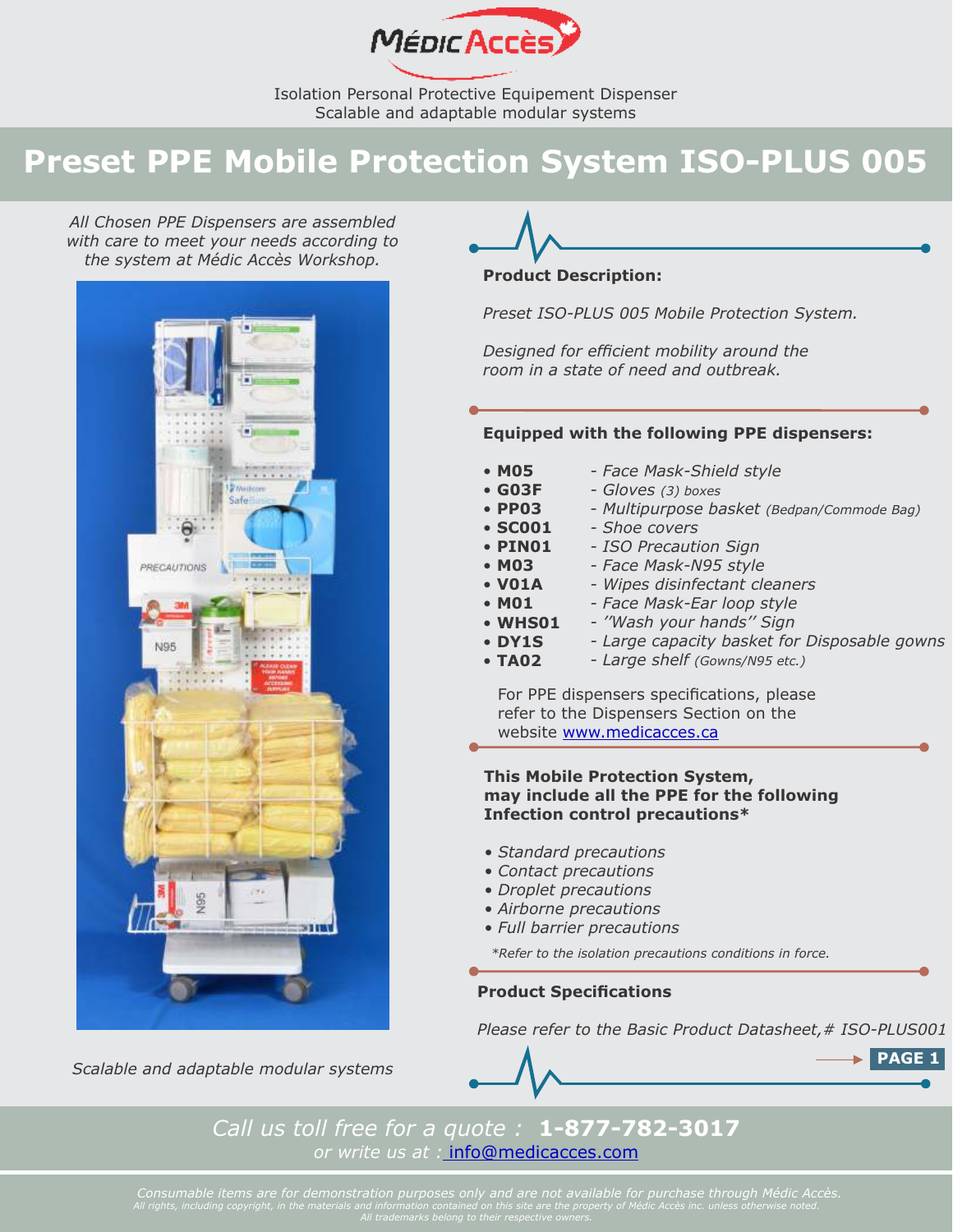Médic Accès

Isolation Personal Protective Equipement Dispenser
Scalable and adaptable modular systems

# Preset PPE Mobile Protection System ISO-PLUS 005

*All Chosen PPE Dispensers are assembled with care to meet your needs according to the system at Médic Accès Workshop.*

*Scalable and adaptable modular systems*

**Product Description:**

*Preset ISO-PLUS 005 Mobile Protection System.*

*Designed for efficient mobility around the room in a state of need and outbreak.*

**Equipped with the following PPE dispensers:**

- **M05** - *Face Mask-Shield style*
- **G03F** - *Gloves (3) boxes*
- **PP03** - *Multipurpose basket (Bedpan/Commode Bag)*
- **SC001** - *Shoe covers*
- **PIN01** - *ISO Precaution Sign*
- **M03** - *Face Mask-N95 style*
- **V01A** - *Wipes disinfectant cleaners*
- **M01** - *Face Mask-Ear loop style*
- **WHS01** - *''Wash your hands'' Sign*
- **DY1S** - *Large capacity basket for Disposable gowns*
- **TA02** - *Large shelf (Gowns/N95 etc.)*

For PPE dispensers specifications, please refer to the Dispensers Section on the website www.medicacces.ca

**This Mobile Protection System, may include all the PPE for the following Infection control precautions***

- *Standard precautions*
- *Contact precautions*
- *Droplet precautions*
- *Airborne precautions*
- *Full barrier precautions*

*\*Refer to the isolation precautions conditions in force.*

**Product Specifications**

*Please refer to the Basic Product Datasheet,# ISO-PLUS001*

PAGE 1

*Call us toll free for a quote :* **1-877-782-3017**
*or write us at :* info@medicacces.com

*Consumable items are for demonstration purposes only and are not available for purchase through Médic Accès.*
*All rights, including copyright, in the materials and information contained on this site are the property of Médic Accès inc. unless otherwise noted.*
*All trademarks belong to their respective owners.*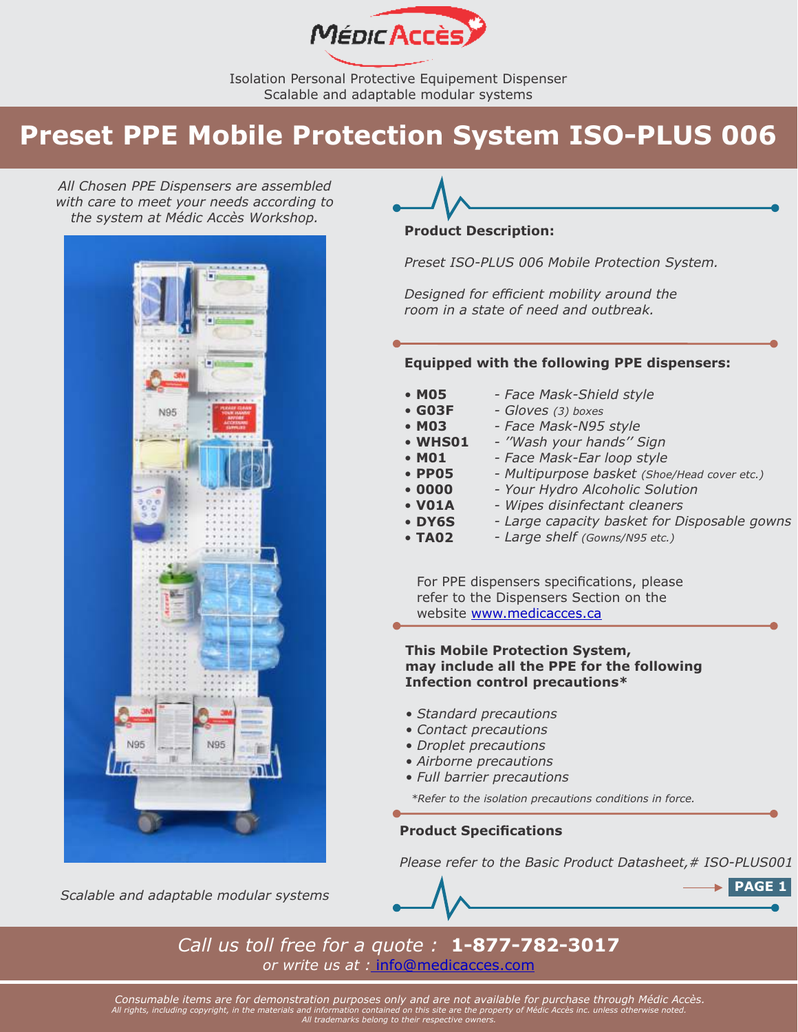Médic Accès

Isolation Personal Protective Equipement Dispenser
Scalable and adaptable modular systems

# Preset PPE Mobile Protection System ISO-PLUS 006

*All Chosen PPE Dispensers are assembled with care to meet your needs according to the system at Médic Accès Workshop.*

*Scalable and adaptable modular systems*

**Product Description:**

*Preset ISO-PLUS 006 Mobile Protection System.*

*Designed for efficient mobility around the room in a state of need and outbreak.*

**Equipped with the following PPE dispensers:**

- **M05** - *Face Mask-Shield style*
- **G03F** - *Gloves (3) boxes*
- **M03** - *Face Mask-N95 style*
- **WHS01** - *''Wash your hands'' Sign*
- **M01** - *Face Mask-Ear loop style*
- **PP05** - *Multipurpose basket (Shoe/Head cover etc.)*
- **0000** - *Your Hydro Alcoholic Solution*
- **V01A** - *Wipes disinfectant cleaners*
- **DY6S** - *Large capacity basket for Disposable gowns*
- **TA02** - *Large shelf (Gowns/N95 etc.)*

For PPE dispensers specifications, please refer to the Dispensers Section on the website www.medicacces.ca

**This Mobile Protection System, may include all the PPE for the following Infection control precautions***

- *Standard precautions*
- *Contact precautions*
- *Droplet precautions*
- *Airborne precautions*
- *Full barrier precautions*

**Refer to the isolation precautions conditions in force.*

**Product Specifications**

*Please refer to the Basic Product Datasheet,# ISO-PLUS001*

**PAGE 1**

*Call us toll free for a quote :* **1-877-782-3017**
*or write us at :* info@medicacces.com

*Consumable items are for demonstration purposes only and are not available for purchase through Médic Accès.*
*All rights, including copyright, in the materials and information contained on this site are the property of Médic Accès inc. unless otherwise noted.*
*All trademarks belong to their respective owners.*